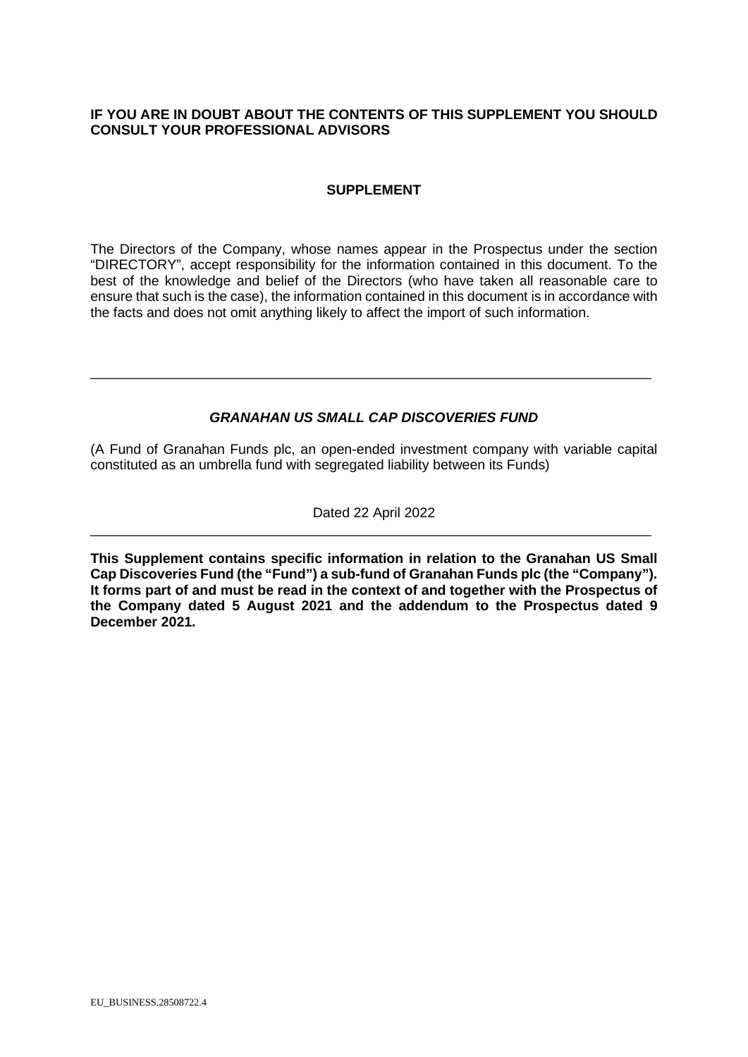**IF YOU ARE IN DOUBT ABOUT THE CONTENTS OF THIS SUPPLEMENT YOU SHOULD CONSULT YOUR PROFESSIONAL ADVISORS**

# SUPPLEMENT

The Directors of the Company, whose names appear in the Prospectus under the section "DIRECTORY", accept responsibility for the information contained in this document. To the best of the knowledge and belief of the Directors (who have taken all reasonable care to ensure that such is the case), the information contained in this document is in accordance with the facts and does not omit anything likely to affect the import of such information.

---

## *GRANAHAN US SMALL CAP DISCOVERIES FUND*

(A Fund of Granahan Funds plc, an open-ended investment company with variable capital constituted as an umbrella fund with segregated liability between its Funds)

Dated 22 April 2022

---

**This Supplement contains specific information in relation to the Granahan US Small Cap Discoveries Fund (the "Fund") a sub-fund of Granahan Funds plc (the "Company"). It forms part of and must be read in the context of and together with the Prospectus of the Company dated 5 August 2021 and the addendum to the Prospectus dated 9 December 2021.**

EU_BUSINESS.28508722.4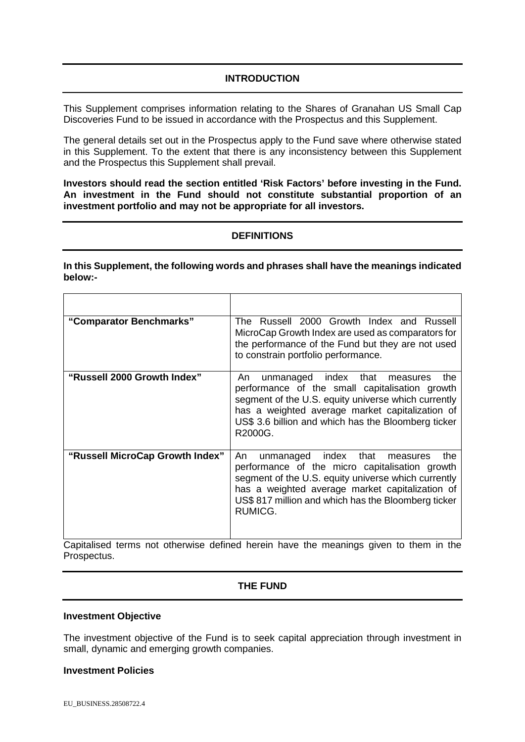## INTRODUCTION

This Supplement comprises information relating to the Shares of Granahan US Small Cap Discoveries Fund to be issued in accordance with the Prospectus and this Supplement.

The general details set out in the Prospectus apply to the Fund save where otherwise stated in this Supplement. To the extent that there is any inconsistency between this Supplement and the Prospectus this Supplement shall prevail.

**Investors should read the section entitled 'Risk Factors' before investing in the Fund. An investment in the Fund should not constitute substantial proportion of an investment portfolio and may not be appropriate for all investors.**

## DEFINITIONS

**In this Supplement, the following words and phrases shall have the meanings indicated below:-**

| | |
|---|---|
| **"Comparator Benchmarks"** | The Russell 2000 Growth Index and Russell MicroCap Growth Index are used as comparators for the performance of the Fund but they are not used to constrain portfolio performance. |
| **"Russell 2000 Growth Index"** | An unmanaged index that measures the performance of the small capitalisation growth segment of the U.S. equity universe which currently has a weighted average market capitalization of US$ 3.6 billion and which has the Bloomberg ticker R2000G. |
| **"Russell MicroCap Growth Index"** | An unmanaged index that measures the performance of the micro capitalisation growth segment of the U.S. equity universe which currently has a weighted average market capitalization of US$ 817 million and which has the Bloomberg ticker RUMICG. |

Capitalised terms not otherwise defined herein have the meanings given to them in the Prospectus.

## THE FUND

### Investment Objective

The investment objective of the Fund is to seek capital appreciation through investment in small, dynamic and emerging growth companies.

### Investment Policies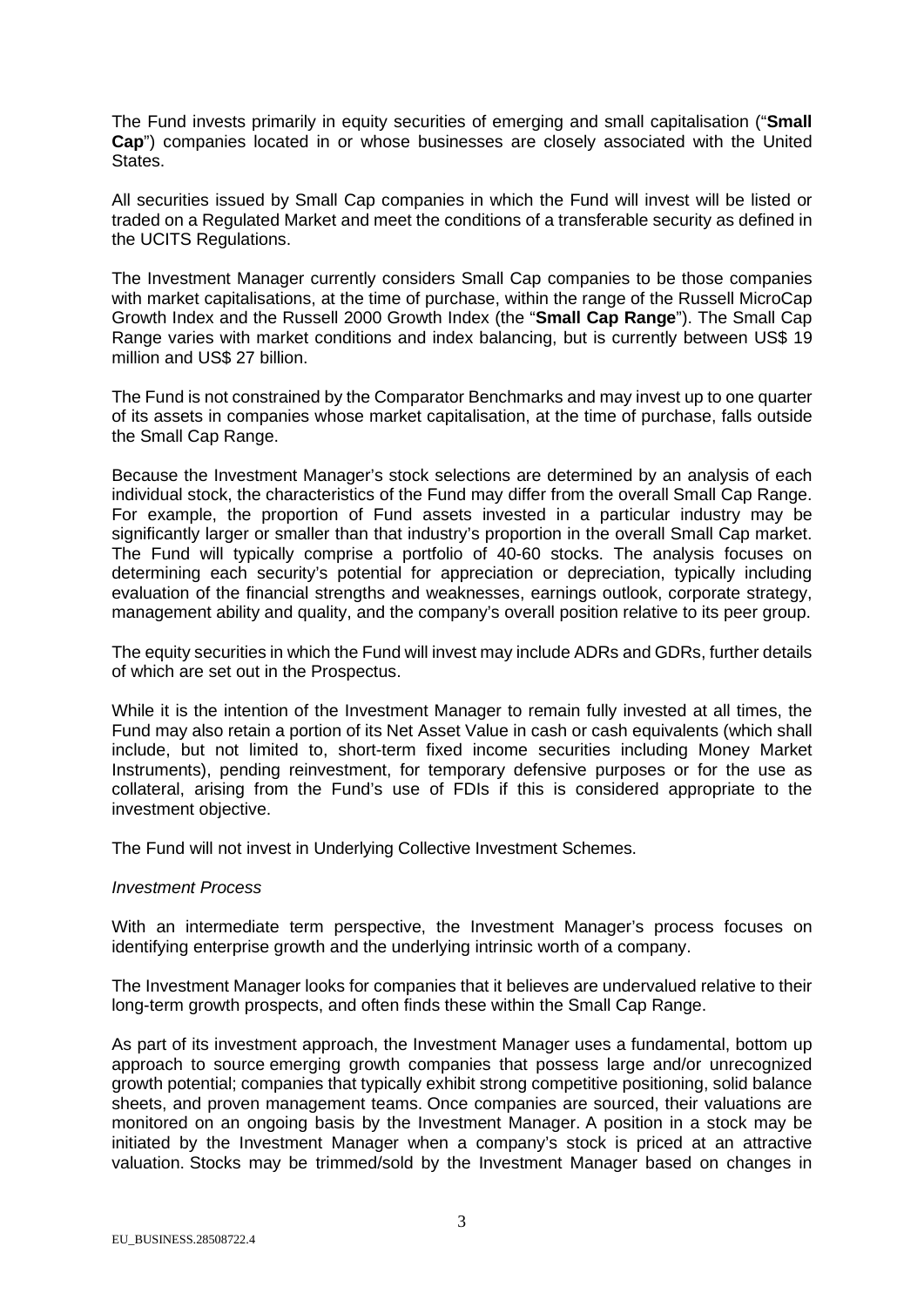The Fund invests primarily in equity securities of emerging and small capitalisation ("**Small Cap**") companies located in or whose businesses are closely associated with the United States.

All securities issued by Small Cap companies in which the Fund will invest will be listed or traded on a Regulated Market and meet the conditions of a transferable security as defined in the UCITS Regulations.

The Investment Manager currently considers Small Cap companies to be those companies with market capitalisations, at the time of purchase, within the range of the Russell MicroCap Growth Index and the Russell 2000 Growth Index (the "**Small Cap Range**"). The Small Cap Range varies with market conditions and index balancing, but is currently between US$ 19 million and US$ 27 billion.

The Fund is not constrained by the Comparator Benchmarks and may invest up to one quarter of its assets in companies whose market capitalisation, at the time of purchase, falls outside the Small Cap Range.

Because the Investment Manager's stock selections are determined by an analysis of each individual stock, the characteristics of the Fund may differ from the overall Small Cap Range. For example, the proportion of Fund assets invested in a particular industry may be significantly larger or smaller than that industry's proportion in the overall Small Cap market. The Fund will typically comprise a portfolio of 40-60 stocks. The analysis focuses on determining each security's potential for appreciation or depreciation, typically including evaluation of the financial strengths and weaknesses, earnings outlook, corporate strategy, management ability and quality, and the company's overall position relative to its peer group.

The equity securities in which the Fund will invest may include ADRs and GDRs, further details of which are set out in the Prospectus.

While it is the intention of the Investment Manager to remain fully invested at all times, the Fund may also retain a portion of its Net Asset Value in cash or cash equivalents (which shall include, but not limited to, short-term fixed income securities including Money Market Instruments), pending reinvestment, for temporary defensive purposes or for the use as collateral, arising from the Fund's use of FDIs if this is considered appropriate to the investment objective.

The Fund will not invest in Underlying Collective Investment Schemes.

*Investment Process*

With an intermediate term perspective, the Investment Manager's process focuses on identifying enterprise growth and the underlying intrinsic worth of a company.

The Investment Manager looks for companies that it believes are undervalued relative to their long-term growth prospects, and often finds these within the Small Cap Range.

As part of its investment approach, the Investment Manager uses a fundamental, bottom up approach to source emerging growth companies that possess large and/or unrecognized growth potential; companies that typically exhibit strong competitive positioning, solid balance sheets, and proven management teams. Once companies are sourced, their valuations are monitored on an ongoing basis by the Investment Manager. A position in a stock may be initiated by the Investment Manager when a company's stock is priced at an attractive valuation. Stocks may be trimmed/sold by the Investment Manager based on changes in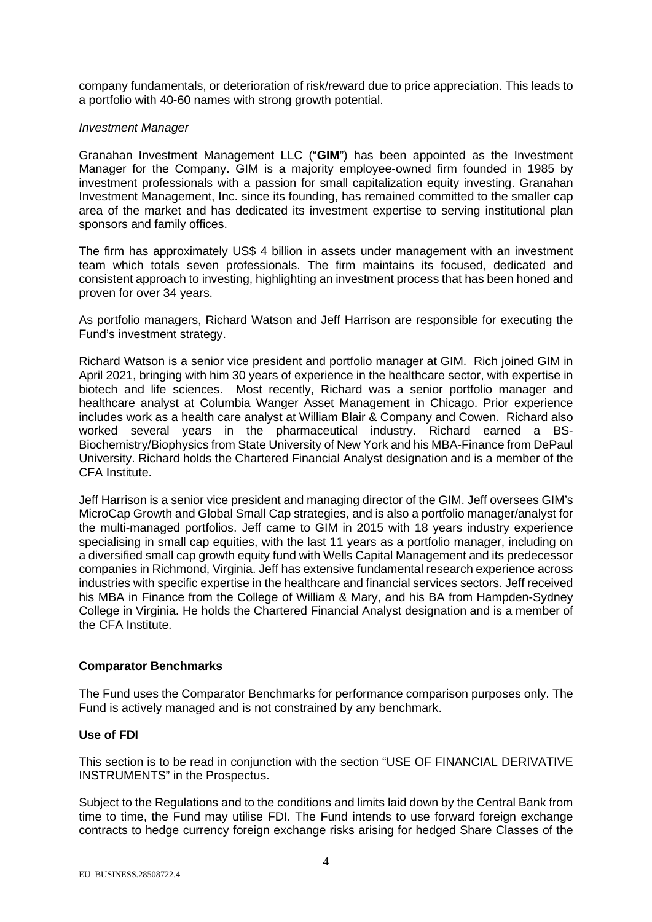company fundamentals, or deterioration of risk/reward due to price appreciation. This leads to a portfolio with 40-60 names with strong growth potential.

*Investment Manager*

Granahan Investment Management LLC ("**GIM**") has been appointed as the Investment Manager for the Company. GIM is a majority employee-owned firm founded in 1985 by investment professionals with a passion for small capitalization equity investing. Granahan Investment Management, Inc. since its founding, has remained committed to the smaller cap area of the market and has dedicated its investment expertise to serving institutional plan sponsors and family offices.

The firm has approximately US$ 4 billion in assets under management with an investment team which totals seven professionals. The firm maintains its focused, dedicated and consistent approach to investing, highlighting an investment process that has been honed and proven for over 34 years.

As portfolio managers, Richard Watson and Jeff Harrison are responsible for executing the Fund's investment strategy.

Richard Watson is a senior vice president and portfolio manager at GIM. Rich joined GIM in April 2021, bringing with him 30 years of experience in the healthcare sector, with expertise in biotech and life sciences. Most recently, Richard was a senior portfolio manager and healthcare analyst at Columbia Wanger Asset Management in Chicago. Prior experience includes work as a health care analyst at William Blair & Company and Cowen. Richard also worked several years in the pharmaceutical industry. Richard earned a BS-Biochemistry/Biophysics from State University of New York and his MBA-Finance from DePaul University. Richard holds the Chartered Financial Analyst designation and is a member of the CFA Institute.

Jeff Harrison is a senior vice president and managing director of the GIM. Jeff oversees GIM's MicroCap Growth and Global Small Cap strategies, and is also a portfolio manager/analyst for the multi-managed portfolios. Jeff came to GIM in 2015 with 18 years industry experience specialising in small cap equities, with the last 11 years as a portfolio manager, including on a diversified small cap growth equity fund with Wells Capital Management and its predecessor companies in Richmond, Virginia. Jeff has extensive fundamental research experience across industries with specific expertise in the healthcare and financial services sectors. Jeff received his MBA in Finance from the College of William & Mary, and his BA from Hampden-Sydney College in Virginia. He holds the Chartered Financial Analyst designation and is a member of the CFA Institute.

**Comparator Benchmarks**

The Fund uses the Comparator Benchmarks for performance comparison purposes only. The Fund is actively managed and is not constrained by any benchmark.

**Use of FDI**

This section is to be read in conjunction with the section "USE OF FINANCIAL DERIVATIVE INSTRUMENTS" in the Prospectus.

Subject to the Regulations and to the conditions and limits laid down by the Central Bank from time to time, the Fund may utilise FDI. The Fund intends to use forward foreign exchange contracts to hedge currency foreign exchange risks arising for hedged Share Classes of the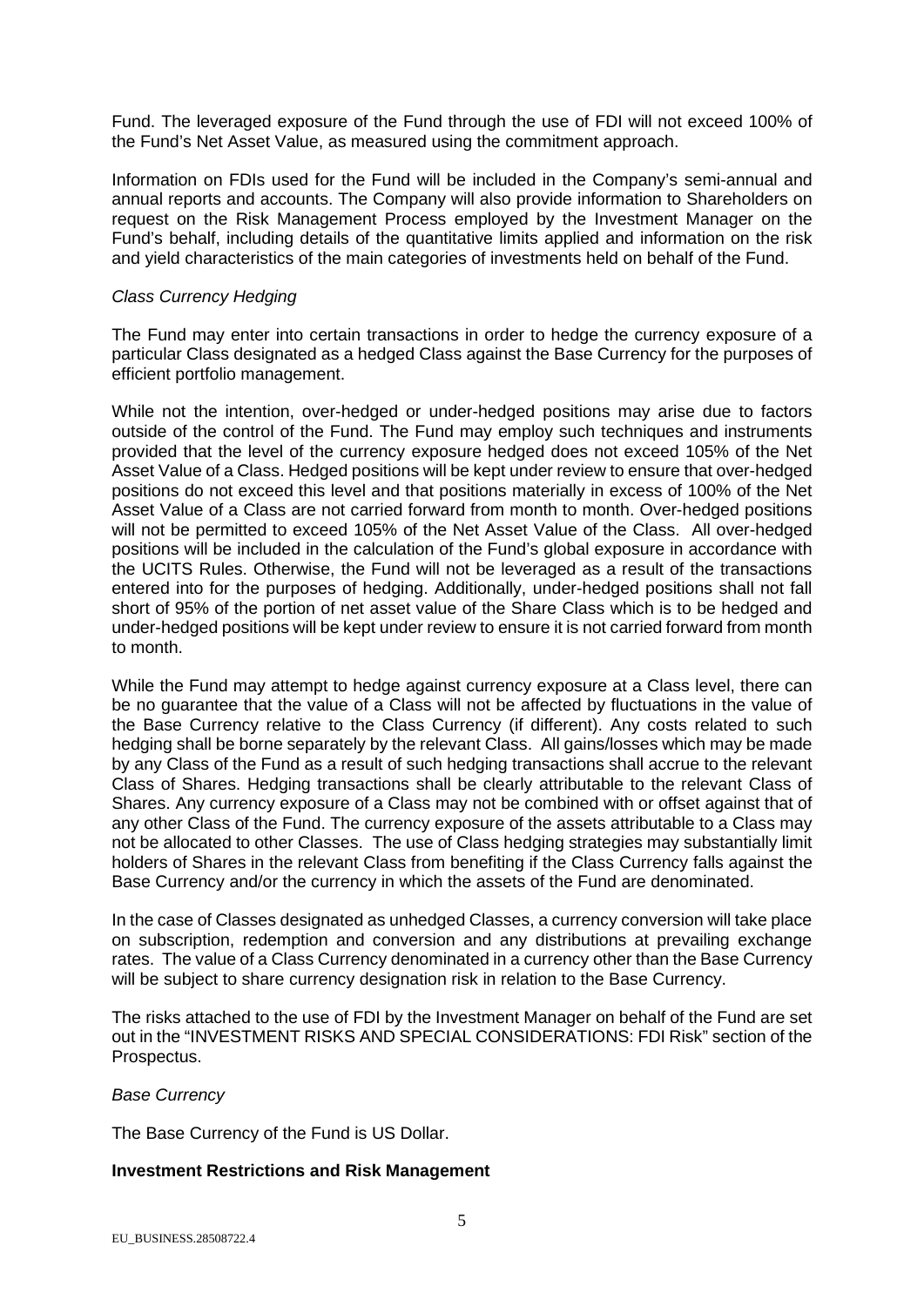Fund. The leveraged exposure of the Fund through the use of FDI will not exceed 100% of the Fund's Net Asset Value, as measured using the commitment approach.

Information on FDIs used for the Fund will be included in the Company's semi-annual and annual reports and accounts. The Company will also provide information to Shareholders on request on the Risk Management Process employed by the Investment Manager on the Fund's behalf, including details of the quantitative limits applied and information on the risk and yield characteristics of the main categories of investments held on behalf of the Fund.

*Class Currency Hedging*

The Fund may enter into certain transactions in order to hedge the currency exposure of a particular Class designated as a hedged Class against the Base Currency for the purposes of efficient portfolio management.

While not the intention, over-hedged or under-hedged positions may arise due to factors outside of the control of the Fund. The Fund may employ such techniques and instruments provided that the level of the currency exposure hedged does not exceed 105% of the Net Asset Value of a Class. Hedged positions will be kept under review to ensure that over-hedged positions do not exceed this level and that positions materially in excess of 100% of the Net Asset Value of a Class are not carried forward from month to month. Over-hedged positions will not be permitted to exceed 105% of the Net Asset Value of the Class. All over-hedged positions will be included in the calculation of the Fund's global exposure in accordance with the UCITS Rules. Otherwise, the Fund will not be leveraged as a result of the transactions entered into for the purposes of hedging. Additionally, under-hedged positions shall not fall short of 95% of the portion of net asset value of the Share Class which is to be hedged and under-hedged positions will be kept under review to ensure it is not carried forward from month to month.

While the Fund may attempt to hedge against currency exposure at a Class level, there can be no guarantee that the value of a Class will not be affected by fluctuations in the value of the Base Currency relative to the Class Currency (if different). Any costs related to such hedging shall be borne separately by the relevant Class. All gains/losses which may be made by any Class of the Fund as a result of such hedging transactions shall accrue to the relevant Class of Shares. Hedging transactions shall be clearly attributable to the relevant Class of Shares. Any currency exposure of a Class may not be combined with or offset against that of any other Class of the Fund. The currency exposure of the assets attributable to a Class may not be allocated to other Classes. The use of Class hedging strategies may substantially limit holders of Shares in the relevant Class from benefiting if the Class Currency falls against the Base Currency and/or the currency in which the assets of the Fund are denominated.

In the case of Classes designated as unhedged Classes, a currency conversion will take place on subscription, redemption and conversion and any distributions at prevailing exchange rates. The value of a Class Currency denominated in a currency other than the Base Currency will be subject to share currency designation risk in relation to the Base Currency.

The risks attached to the use of FDI by the Investment Manager on behalf of the Fund are set out in the "INVESTMENT RISKS AND SPECIAL CONSIDERATIONS: FDI Risk" section of the Prospectus.

*Base Currency*

The Base Currency of the Fund is US Dollar.

**Investment Restrictions and Risk Management**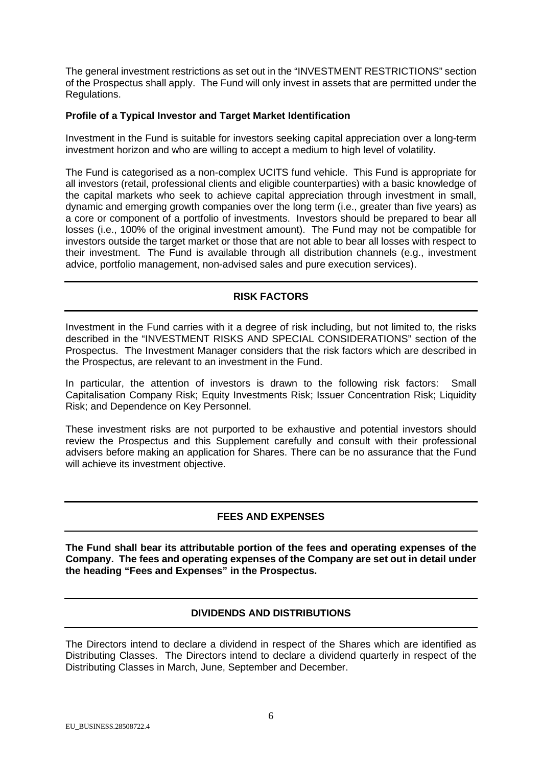The general investment restrictions as set out in the "INVESTMENT RESTRICTIONS" section of the Prospectus shall apply. The Fund will only invest in assets that are permitted under the Regulations.

**Profile of a Typical Investor and Target Market Identification**

Investment in the Fund is suitable for investors seeking capital appreciation over a long-term investment horizon and who are willing to accept a medium to high level of volatility.

The Fund is categorised as a non-complex UCITS fund vehicle. This Fund is appropriate for all investors (retail, professional clients and eligible counterparties) with a basic knowledge of the capital markets who seek to achieve capital appreciation through investment in small, dynamic and emerging growth companies over the long term (i.e., greater than five years) as a core or component of a portfolio of investments. Investors should be prepared to bear all losses (i.e., 100% of the original investment amount). The Fund may not be compatible for investors outside the target market or those that are not able to bear all losses with respect to their investment. The Fund is available through all distribution channels (e.g., investment advice, portfolio management, non-advised sales and pure execution services).

## RISK FACTORS

Investment in the Fund carries with it a degree of risk including, but not limited to, the risks described in the "INVESTMENT RISKS AND SPECIAL CONSIDERATIONS" section of the Prospectus. The Investment Manager considers that the risk factors which are described in the Prospectus, are relevant to an investment in the Fund.

In particular, the attention of investors is drawn to the following risk factors: Small Capitalisation Company Risk; Equity Investments Risk; Issuer Concentration Risk; Liquidity Risk; and Dependence on Key Personnel.

These investment risks are not purported to be exhaustive and potential investors should review the Prospectus and this Supplement carefully and consult with their professional advisers before making an application for Shares. There can be no assurance that the Fund will achieve its investment objective.

## FEES AND EXPENSES

**The Fund shall bear its attributable portion of the fees and operating expenses of the Company. The fees and operating expenses of the Company are set out in detail under the heading "Fees and Expenses" in the Prospectus.**

## DIVIDENDS AND DISTRIBUTIONS

The Directors intend to declare a dividend in respect of the Shares which are identified as Distributing Classes. The Directors intend to declare a dividend quarterly in respect of the Distributing Classes in March, June, September and December.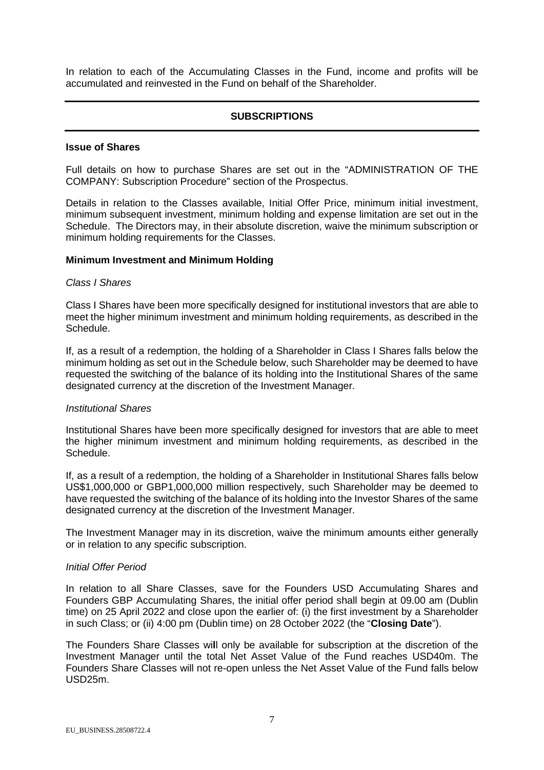In relation to each of the Accumulating Classes in the Fund, income and profits will be accumulated and reinvested in the Fund on behalf of the Shareholder.

## SUBSCRIPTIONS

**Issue of Shares**

Full details on how to purchase Shares are set out in the "ADMINISTRATION OF THE COMPANY: Subscription Procedure" section of the Prospectus.

Details in relation to the Classes available, Initial Offer Price, minimum initial investment, minimum subsequent investment, minimum holding and expense limitation are set out in the Schedule. The Directors may, in their absolute discretion, waive the minimum subscription or minimum holding requirements for the Classes.

**Minimum Investment and Minimum Holding**

*Class I Shares*

Class I Shares have been more specifically designed for institutional investors that are able to meet the higher minimum investment and minimum holding requirements, as described in the Schedule.

If, as a result of a redemption, the holding of a Shareholder in Class I Shares falls below the minimum holding as set out in the Schedule below, such Shareholder may be deemed to have requested the switching of the balance of its holding into the Institutional Shares of the same designated currency at the discretion of the Investment Manager.

*Institutional Shares*

Institutional Shares have been more specifically designed for investors that are able to meet the higher minimum investment and minimum holding requirements, as described in the Schedule.

If, as a result of a redemption, the holding of a Shareholder in Institutional Shares falls below US$1,000,000 or GBP1,000,000 million respectively, such Shareholder may be deemed to have requested the switching of the balance of its holding into the Investor Shares of the same designated currency at the discretion of the Investment Manager.

The Investment Manager may in its discretion, waive the minimum amounts either generally or in relation to any specific subscription.

*Initial Offer Period*

In relation to all Share Classes, save for the Founders USD Accumulating Shares and Founders GBP Accumulating Shares, the initial offer period shall begin at 09.00 am (Dublin time) on 25 April 2022 and close upon the earlier of: (i) the first investment by a Shareholder in such Class; or (ii) 4:00 pm (Dublin time) on 28 October 2022 (the "**Closing Date**").

The Founders Share Classes will only be available for subscription at the discretion of the Investment Manager until the total Net Asset Value of the Fund reaches USD40m. The Founders Share Classes will not re-open unless the Net Asset Value of the Fund falls below USD25m.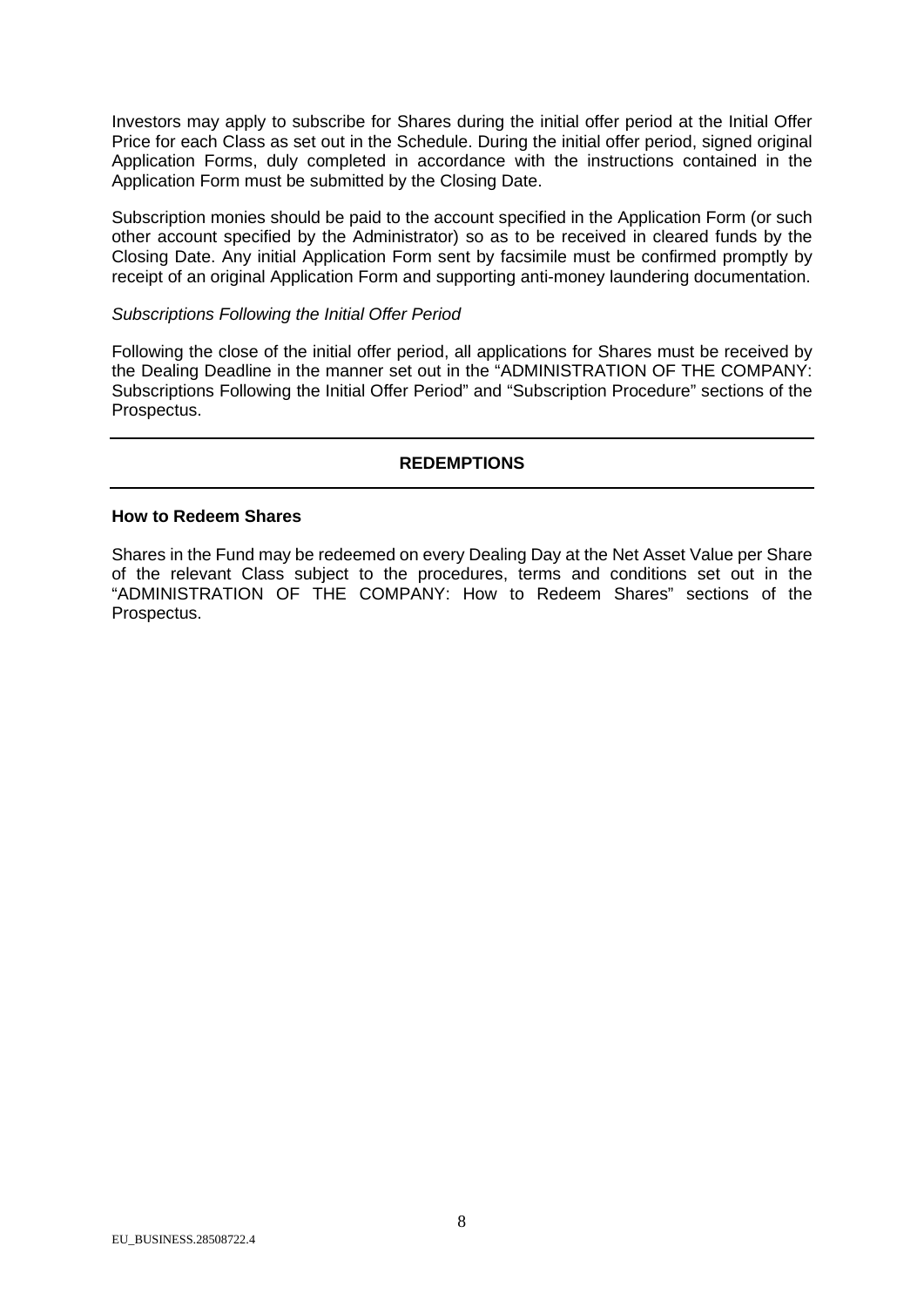Investors may apply to subscribe for Shares during the initial offer period at the Initial Offer Price for each Class as set out in the Schedule. During the initial offer period, signed original Application Forms, duly completed in accordance with the instructions contained in the Application Form must be submitted by the Closing Date.

Subscription monies should be paid to the account specified in the Application Form (or such other account specified by the Administrator) so as to be received in cleared funds by the Closing Date. Any initial Application Form sent by facsimile must be confirmed promptly by receipt of an original Application Form and supporting anti-money laundering documentation.

*Subscriptions Following the Initial Offer Period*

Following the close of the initial offer period, all applications for Shares must be received by the Dealing Deadline in the manner set out in the "ADMINISTRATION OF THE COMPANY: Subscriptions Following the Initial Offer Period" and "Subscription Procedure" sections of the Prospectus.

## REDEMPTIONS

**How to Redeem Shares**

Shares in the Fund may be redeemed on every Dealing Day at the Net Asset Value per Share of the relevant Class subject to the procedures, terms and conditions set out in the "ADMINISTRATION OF THE COMPANY: How to Redeem Shares" sections of the Prospectus.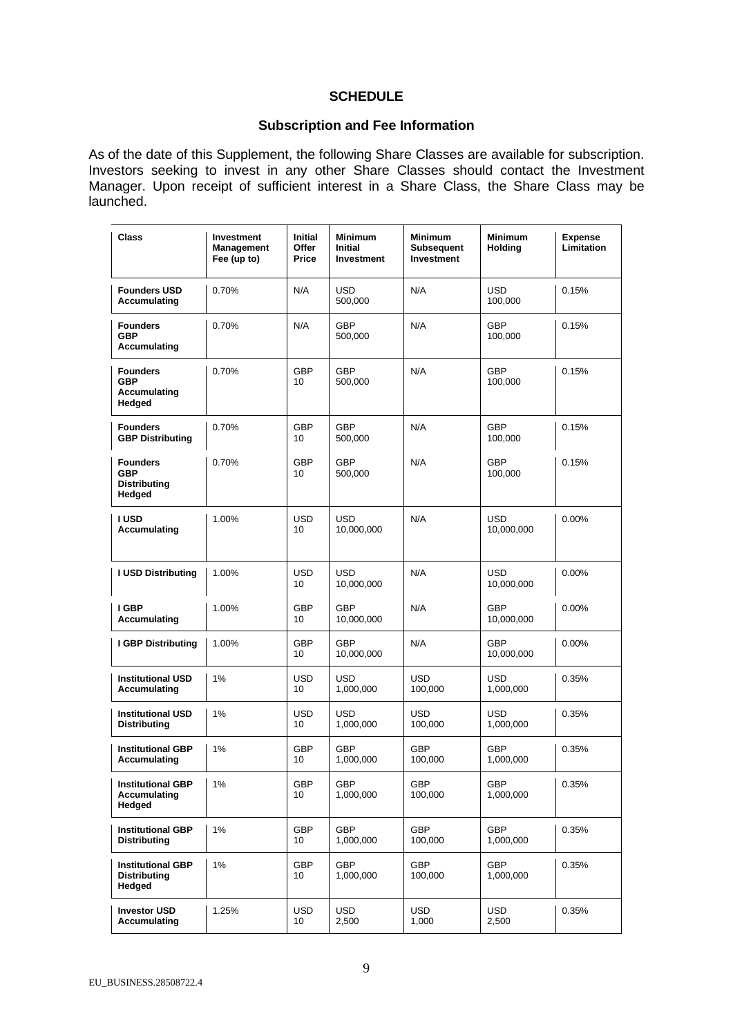## SCHEDULE

## Subscription and Fee Information

As of the date of this Supplement, the following Share Classes are available for subscription. Investors seeking to invest in any other Share Classes should contact the Investment Manager. Upon receipt of sufficient interest in a Share Class, the Share Class may be launched.

| Class | Investment Management Fee (up to) | Initial Offer Price | Minimum Initial Investment | Minimum Subsequent Investment | Minimum Holding | Expense Limitation |
|---|---|---|---|---|---|---|
| **Founders USD Accumulating** | 0.70% | N/A | USD 500,000 | N/A | USD 100,000 | 0.15% |
| **Founders GBP Accumulating** | 0.70% | N/A | GBP 500,000 | N/A | GBP 100,000 | 0.15% |
| **Founders GBP Accumulating Hedged** | 0.70% | GBP 10 | GBP 500,000 | N/A | GBP 100,000 | 0.15% |
| **Founders GBP Distributing** | 0.70% | GBP 10 | GBP 500,000 | N/A | GBP 100,000 | 0.15% |
| **Founders GBP Distributing Hedged** | 0.70% | GBP 10 | GBP 500,000 | N/A | GBP 100,000 | 0.15% |
| **I USD Accumulating** | 1.00% | USD 10 | USD 10,000,000 | N/A | USD 10,000,000 | 0.00% |
| **I USD Distributing** | 1.00% | USD 10 | USD 10,000,000 | N/A | USD 10,000,000 | 0.00% |
| **I GBP Accumulating** | 1.00% | GBP 10 | GBP 10,000,000 | N/A | GBP 10,000,000 | 0.00% |
| **I GBP Distributing** | 1.00% | GBP 10 | GBP 10,000,000 | N/A | GBP 10,000,000 | 0.00% |
| **Institutional USD Accumulating** | 1% | USD 10 | USD 1,000,000 | USD 100,000 | USD 1,000,000 | 0.35% |
| **Institutional USD Distributing** | 1% | USD 10 | USD 1,000,000 | USD 100,000 | USD 1,000,000 | 0.35% |
| **Institutional GBP Accumulating** | 1% | GBP 10 | GBP 1,000,000 | GBP 100,000 | GBP 1,000,000 | 0.35% |
| **Institutional GBP Accumulating Hedged** | 1% | GBP 10 | GBP 1,000,000 | GBP 100,000 | GBP 1,000,000 | 0.35% |
| **Institutional GBP Distributing** | 1% | GBP 10 | GBP 1,000,000 | GBP 100,000 | GBP 1,000,000 | 0.35% |
| **Institutional GBP Distributing Hedged** | 1% | GBP 10 | GBP 1,000,000 | GBP 100,000 | GBP 1,000,000 | 0.35% |
| **Investor USD Accumulating** | 1.25% | USD 10 | USD 2,500 | USD 1,000 | USD 2,500 | 0.35% |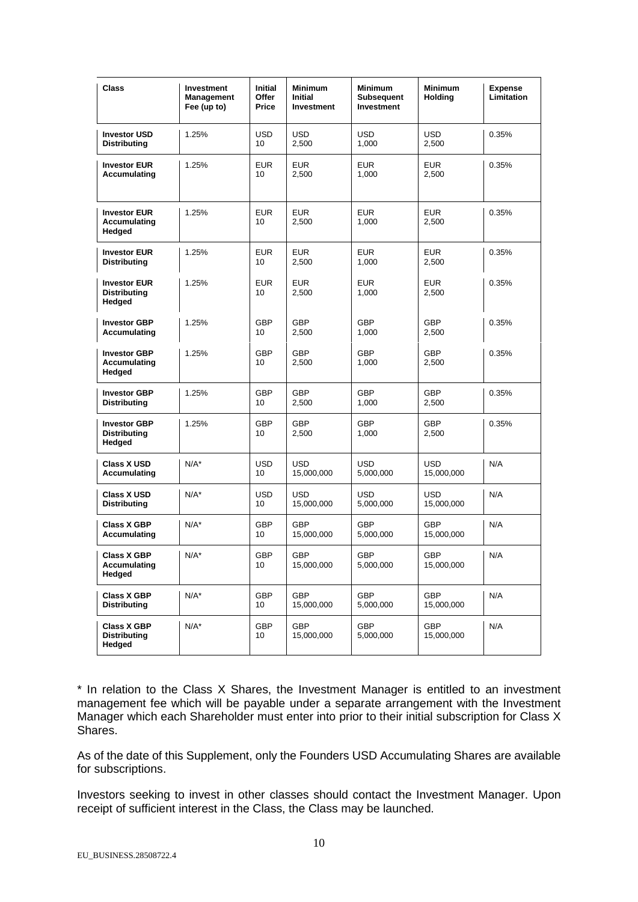| Class | Investment Management Fee (up to) | Initial Offer Price | Minimum Initial Investment | Minimum Subsequent Investment | Minimum Holding | Expense Limitation |
|---|---|---|---|---|---|---|
| **Investor USD Distributing** | 1.25% | USD 10 | USD 2,500 | USD 1,000 | USD 2,500 | 0.35% |
| **Investor EUR Accumulating** | 1.25% | EUR 10 | EUR 2,500 | EUR 1,000 | EUR 2,500 | 0.35% |
| **Investor EUR Accumulating Hedged** | 1.25% | EUR 10 | EUR 2,500 | EUR 1,000 | EUR 2,500 | 0.35% |
| **Investor EUR Distributing** | 1.25% | EUR 10 | EUR 2,500 | EUR 1,000 | EUR 2,500 | 0.35% |
| **Investor EUR Distributing Hedged** | 1.25% | EUR 10 | EUR 2,500 | EUR 1,000 | EUR 2,500 | 0.35% |
| **Investor GBP Accumulating** | 1.25% | GBP 10 | GBP 2,500 | GBP 1,000 | GBP 2,500 | 0.35% |
| **Investor GBP Accumulating Hedged** | 1.25% | GBP 10 | GBP 2,500 | GBP 1,000 | GBP 2,500 | 0.35% |
| **Investor GBP Distributing** | 1.25% | GBP 10 | GBP 2,500 | GBP 1,000 | GBP 2,500 | 0.35% |
| **Investor GBP Distributing Hedged** | 1.25% | GBP 10 | GBP 2,500 | GBP 1,000 | GBP 2,500 | 0.35% |
| **Class X USD Accumulating** | N/A* | USD 10 | USD 15,000,000 | USD 5,000,000 | USD 15,000,000 | N/A |
| **Class X USD Distributing** | N/A* | USD 10 | USD 15,000,000 | USD 5,000,000 | USD 15,000,000 | N/A |
| **Class X GBP Accumulating** | N/A* | GBP 10 | GBP 15,000,000 | GBP 5,000,000 | GBP 15,000,000 | N/A |
| **Class X GBP Accumulating Hedged** | N/A* | GBP 10 | GBP 15,000,000 | GBP 5,000,000 | GBP 15,000,000 | N/A |
| **Class X GBP Distributing** | N/A* | GBP 10 | GBP 15,000,000 | GBP 5,000,000 | GBP 15,000,000 | N/A |
| **Class X GBP Distributing Hedged** | N/A* | GBP 10 | GBP 15,000,000 | GBP 5,000,000 | GBP 15,000,000 | N/A |

* In relation to the Class X Shares, the Investment Manager is entitled to an investment management fee which will be payable under a separate arrangement with the Investment Manager which each Shareholder must enter into prior to their initial subscription for Class X Shares.

As of the date of this Supplement, only the Founders USD Accumulating Shares are available for subscriptions.

Investors seeking to invest in other classes should contact the Investment Manager. Upon receipt of sufficient interest in the Class, the Class may be launched.